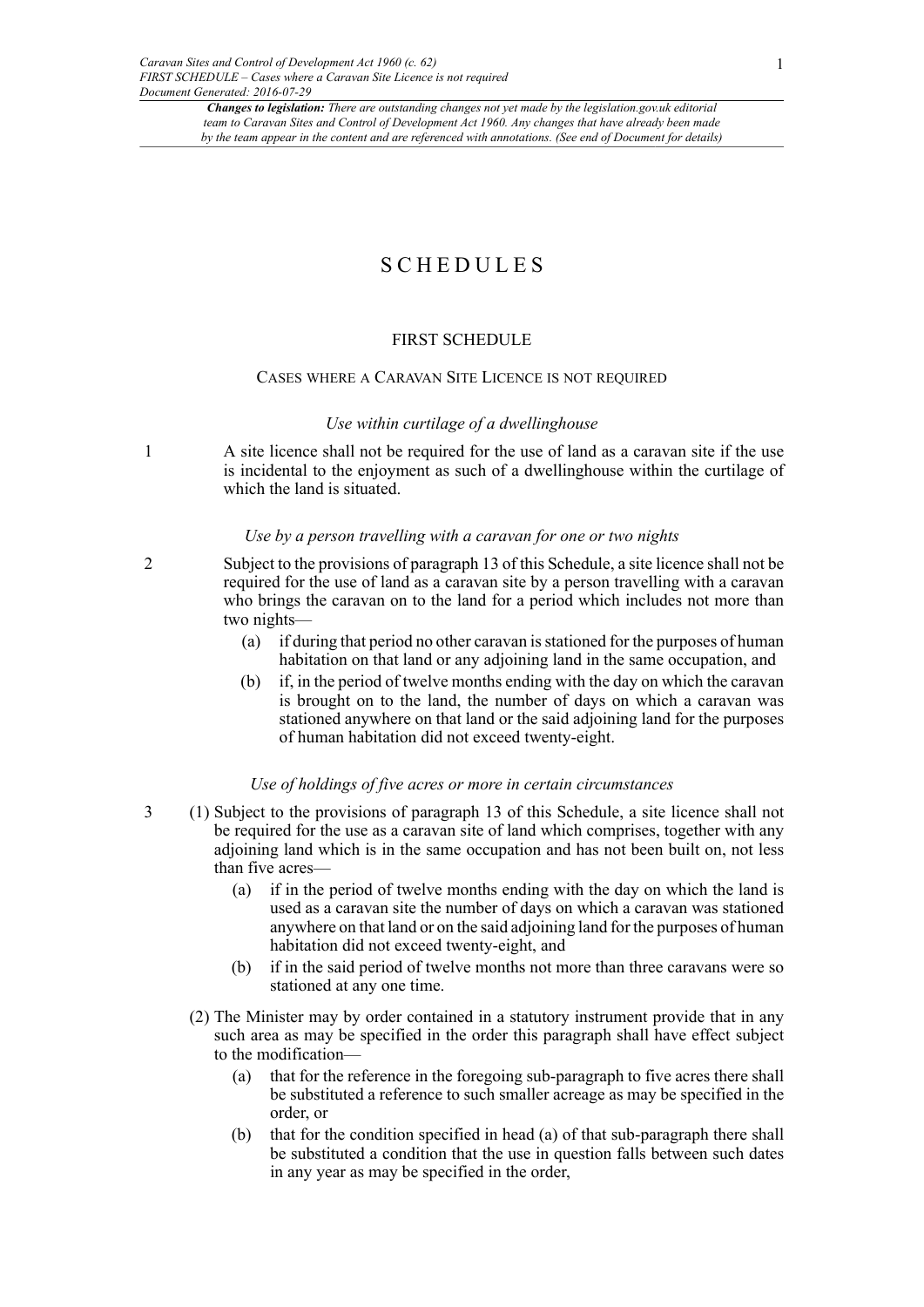# SCHEDULES

## FIRST SCHEDULE

### Cases where a Caravan Site Licence is not required

*Use within curtilage of a dwellinghouse*

1 A site licence shall not be required for the use of land as a caravan site if the use is incidental to the enjoyment as such of a dwellinghouse within the curtilage of which the land is situated.

*Use by a person travelling with a caravan for one or two nights*

2 Subject to the provisions of paragraph 13 of this Schedule, a site licence shall not be required for the use of land as a caravan site by a person travelling with a caravan who brings the caravan on to the land for a period which includes not more than two nights—

(a) if during that period no other caravan is stationed for the purposes of human habitation on that land or any adjoining land in the same occupation, and

(b) if, in the period of twelve months ending with the day on which the caravan is brought on to the land, the number of days on which a caravan was stationed anywhere on that land or the said adjoining land for the purposes of human habitation did not exceed twenty-eight.

*Use of holdings of five acres or more in certain circumstances*

3 (1) Subject to the provisions of paragraph 13 of this Schedule, a site licence shall not be required for the use as a caravan site of land which comprises, together with any adjoining land which is in the same occupation and has not been built on, not less than five acres—

(a) if in the period of twelve months ending with the day on which the land is used as a caravan site the number of days on which a caravan was stationed anywhere on that land or on the said adjoining land for the purposes of human habitation did not exceed twenty-eight, and

(b) if in the said period of twelve months not more than three caravans were so stationed at any one time.

(2) The Minister may by order contained in a statutory instrument provide that in any such area as may be specified in the order this paragraph shall have effect subject to the modification—

(a) that for the reference in the foregoing sub-paragraph to five acres there shall be substituted a reference to such smaller acreage as may be specified in the order, or

(b) that for the condition specified in head (a) of that sub-paragraph there shall be substituted a condition that the use in question falls between such dates in any year as may be specified in the order,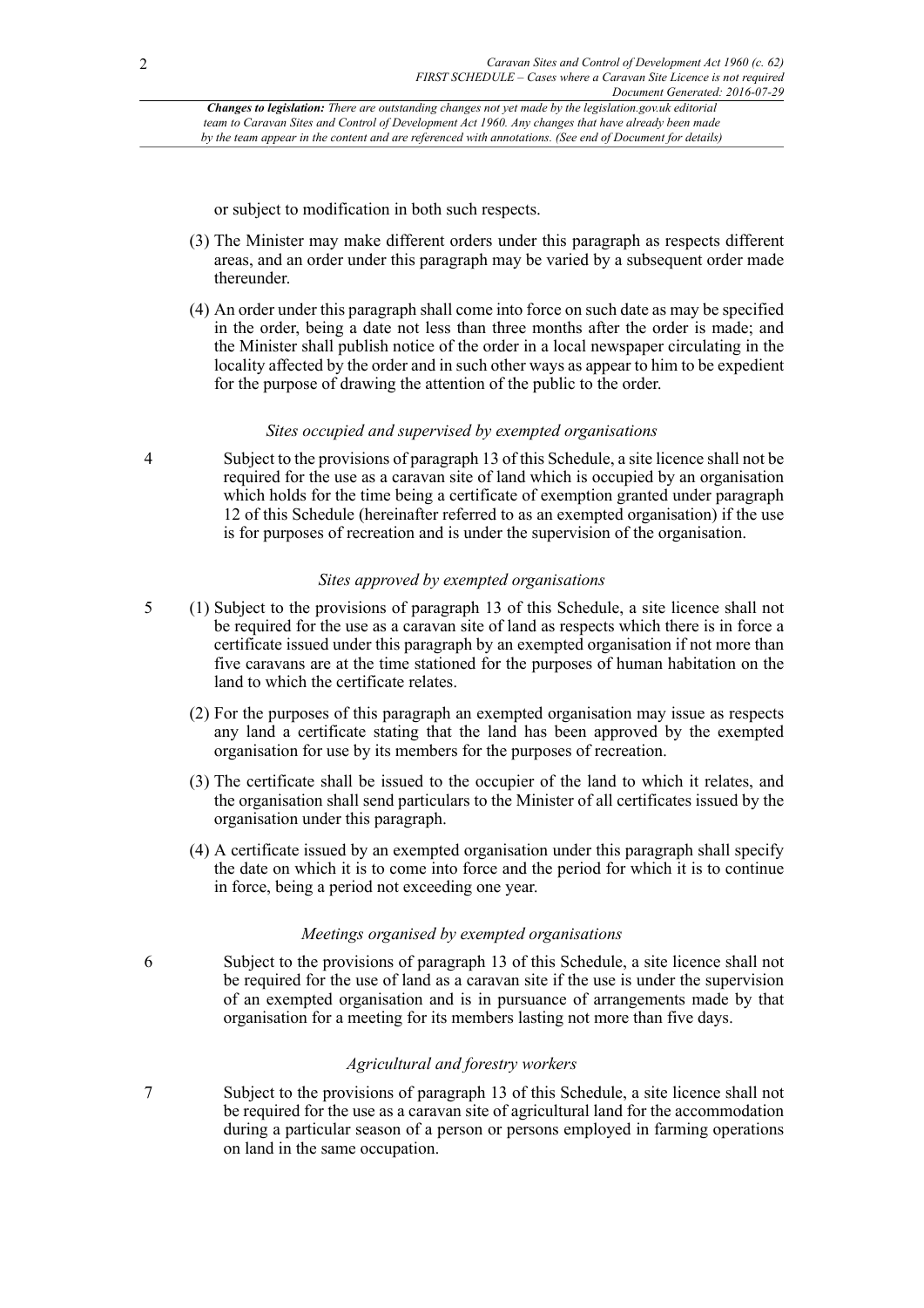or subject to modification in both such respects.

(3) The Minister may make different orders under this paragraph as respects different areas, and an order under this paragraph may be varied by a subsequent order made thereunder.

(4) An order under this paragraph shall come into force on such date as may be specified in the order, being a date not less than three months after the order is made; and the Minister shall publish notice of the order in a local newspaper circulating in the locality affected by the order and in such other ways as appear to him to be expedient for the purpose of drawing the attention of the public to the order.

*Sites occupied and supervised by exempted organisations*

4 Subject to the provisions of paragraph 13 of this Schedule, a site licence shall not be required for the use as a caravan site of land which is occupied by an organisation which holds for the time being a certificate of exemption granted under paragraph 12 of this Schedule (hereinafter referred to as an exempted organisation) if the use is for purposes of recreation and is under the supervision of the organisation.

*Sites approved by exempted organisations*

5 (1) Subject to the provisions of paragraph 13 of this Schedule, a site licence shall not be required for the use as a caravan site of land as respects which there is in force a certificate issued under this paragraph by an exempted organisation if not more than five caravans are at the time stationed for the purposes of human habitation on the land to which the certificate relates.

(2) For the purposes of this paragraph an exempted organisation may issue as respects any land a certificate stating that the land has been approved by the exempted organisation for use by its members for the purposes of recreation.

(3) The certificate shall be issued to the occupier of the land to which it relates, and the organisation shall send particulars to the Minister of all certificates issued by the organisation under this paragraph.

(4) A certificate issued by an exempted organisation under this paragraph shall specify the date on which it is to come into force and the period for which it is to continue in force, being a period not exceeding one year.

*Meetings organised by exempted organisations*

6 Subject to the provisions of paragraph 13 of this Schedule, a site licence shall not be required for the use of land as a caravan site if the use is under the supervision of an exempted organisation and is in pursuance of arrangements made by that organisation for a meeting for its members lasting not more than five days.

*Agricultural and forestry workers*

7 Subject to the provisions of paragraph 13 of this Schedule, a site licence shall not be required for the use as a caravan site of agricultural land for the accommodation during a particular season of a person or persons employed in farming operations on land in the same occupation.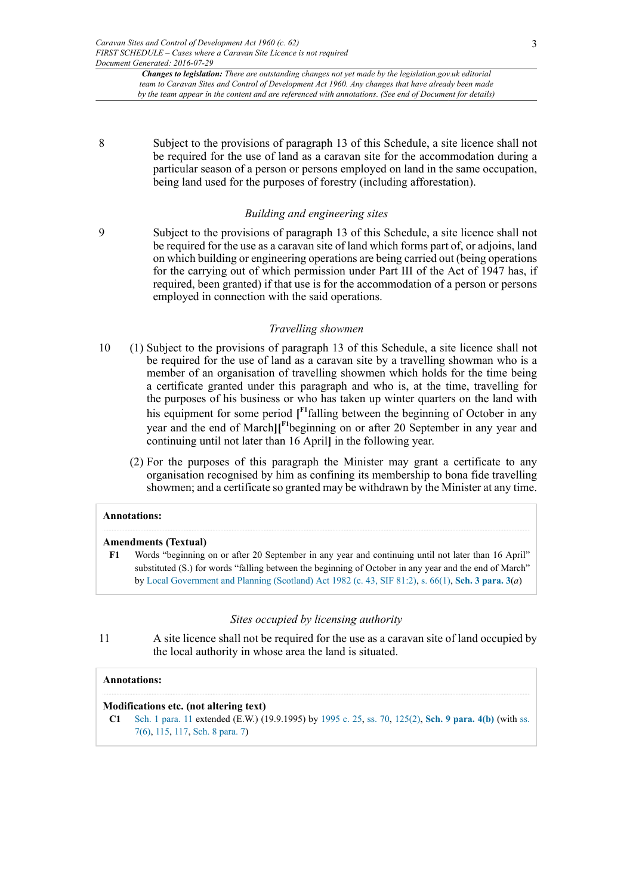*Changes to legislation: There are outstanding changes not yet made by the legislation.gov.uk editorial team to Caravan Sites and Control of Development Act 1960. Any changes that have already been made by the team appear in the content and are referenced with annotations. (See end of Document for details)*

8 Subject to the provisions of paragraph 13 of this Schedule, a site licence shall not be required for the use of land as a caravan site for the accommodation during a particular season of a person or persons employed on land in the same occupation, being land used for the purposes of forestry (including afforestation).

*Building and engineering sites*

9 Subject to the provisions of paragraph 13 of this Schedule, a site licence shall not be required for the use as a caravan site of land which forms part of, or adjoins, land on which building or engineering operations are being carried out (being operations for the carrying out of which permission under Part III of the Act of 1947 has, if required, been granted) if that use is for the accommodation of a person or persons employed in connection with the said operations.

*Travelling showmen*

10 (1) Subject to the provisions of paragraph 13 of this Schedule, a site licence shall not be required for the use of land as a caravan site by a travelling showman who is a member of an organisation of travelling showmen which holds for the time being a certificate granted under this paragraph and who is, at the time, travelling for the purposes of his business or who has taken up winter quarters on the land with his equipment for some period **[**[F1]falling between the beginning of October in any year and the end of March**][**[F1]beginning on or after 20 September in any year and continuing until not later than 16 April**]** in the following year.

(2) For the purposes of this paragraph the Minister may grant a certificate to any organisation recognised by him as confining its membership to bona fide travelling showmen; and a certificate so granted may be withdrawn by the Minister at any time.

**Annotations:**

**Amendments (Textual)**

**F1** Words "beginning on or after 20 September in any year and continuing until not later than 16 April" substituted (S.) for words "falling between the beginning of October in any year and the end of March" by Local Government and Planning (Scotland) Act 1982 (c. 43, SIF 81:2), s. 66(1), **Sch. 3 para. 3**(*a*)

*Sites occupied by licensing authority*

11 A site licence shall not be required for the use as a caravan site of land occupied by the local authority in whose area the land is situated.

**Annotations:**

**Modifications etc. (not altering text)**

**C1** Sch. 1 para. 11 extended (E.W.) (19.9.1995) by 1995 c. 25, ss. 70, 125(2), **Sch. 9 para. 4(b)** (with ss. 7(6), 115, 117, Sch. 8 para. 7)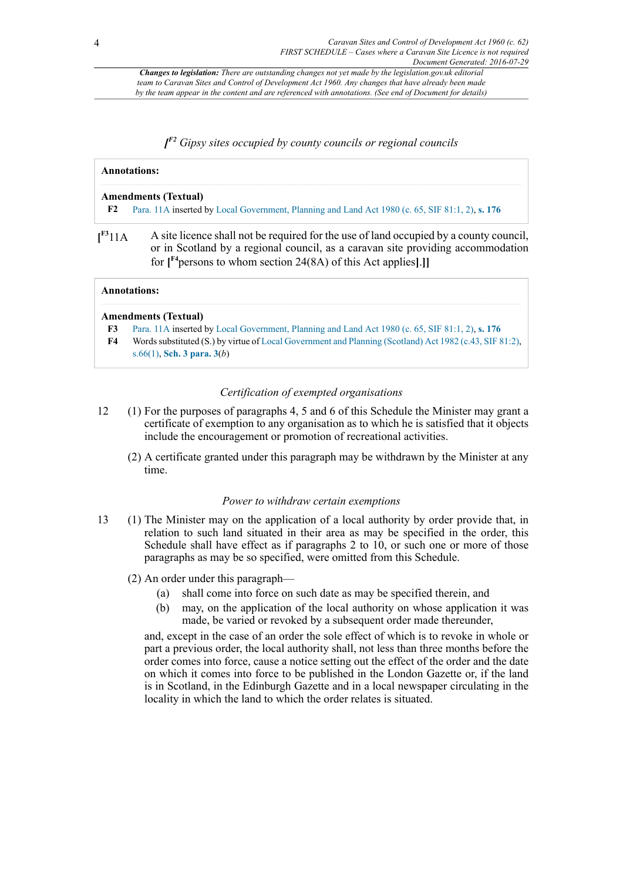*[F2 Gipsy sites occupied by county councils or regional councils*

**Annotations:**

**Amendments (Textual)**

**F2** Para. 11A inserted by Local Government, Planning and Land Act 1980 (c. 65, SIF 81:1, 2), **s. 176**

[F3 11A A site licence shall not be required for the use of land occupied by a county council, or in Scotland by a regional council, as a caravan site providing accommodation for [F4 persons to whom section 24(8A) of this Act applies].]]

**Annotations:**

**Amendments (Textual)**

**F3** Para. 11A inserted by Local Government, Planning and Land Act 1980 (c. 65, SIF 81:1, 2), **s. 176**

**F4** Words substituted (S.) by virtue of Local Government and Planning (Scotland) Act 1982 (c.43, SIF 81:2), s.66(1), **Sch. 3 para. 3**(*b*)

*Certification of exempted organisations*

12 (1) For the purposes of paragraphs 4, 5 and 6 of this Schedule the Minister may grant a certificate of exemption to any organisation as to which he is satisfied that it objects include the encouragement or promotion of recreational activities.

(2) A certificate granted under this paragraph may be withdrawn by the Minister at any time.

*Power to withdraw certain exemptions*

13 (1) The Minister may on the application of a local authority by order provide that, in relation to such land situated in their area as may be specified in the order, this Schedule shall have effect as if paragraphs 2 to 10, or such one or more of those paragraphs as may be so specified, were omitted from this Schedule.

(2) An order under this paragraph—

(a) shall come into force on such date as may be specified therein, and

(b) may, on the application of the local authority on whose application it was made, be varied or revoked by a subsequent order made thereunder,

and, except in the case of an order the sole effect of which is to revoke in whole or part a previous order, the local authority shall, not less than three months before the order comes into force, cause a notice setting out the effect of the order and the date on which it comes into force to be published in the London Gazette or, if the land is in Scotland, in the Edinburgh Gazette and in a local newspaper circulating in the locality in which the land to which the order relates is situated.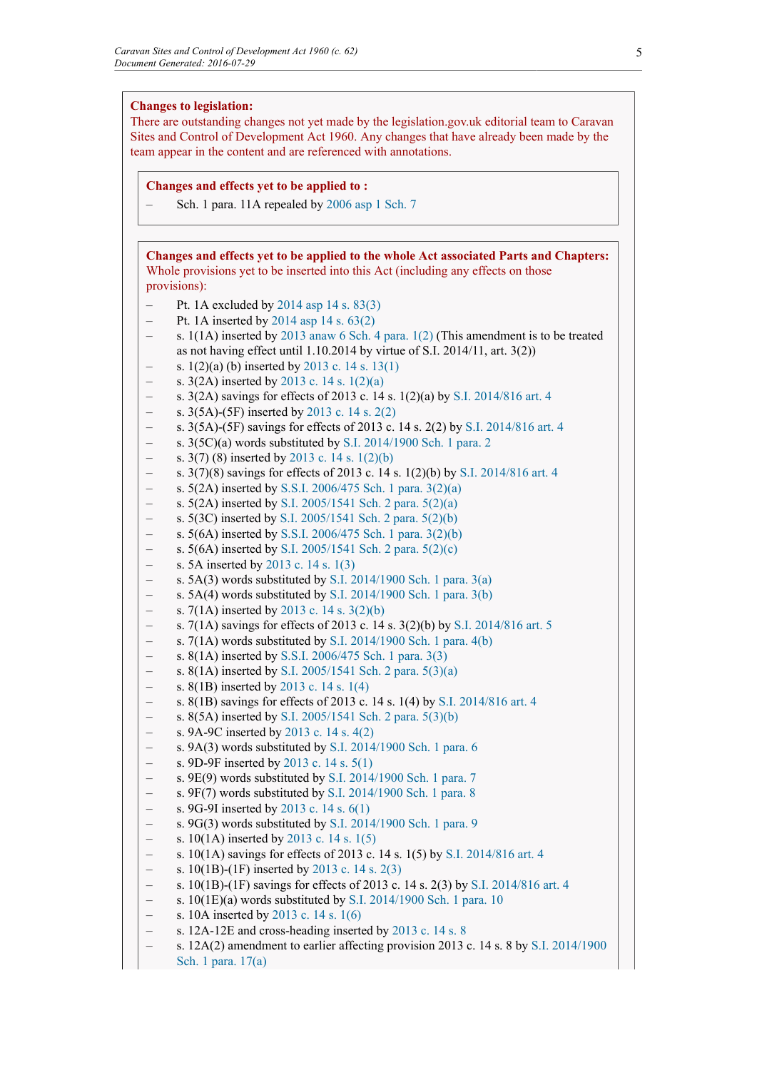**Changes to legislation:**
There are outstanding changes not yet made by the legislation.gov.uk editorial team to Caravan Sites and Control of Development Act 1960. Any changes that have already been made by the team appear in the content and are referenced with annotations.

**Changes and effects yet to be applied to :**

- Sch. 1 para. 11A repealed by 2006 asp 1 Sch. 7

**Changes and effects yet to be applied to the whole Act associated Parts and Chapters:**
Whole provisions yet to be inserted into this Act (including any effects on those provisions):

- Pt. 1A excluded by 2014 asp 14 s. 83(3)
- Pt. 1A inserted by 2014 asp 14 s. 63(2)
- s. 1(1A) inserted by 2013 anaw 6 Sch. 4 para. 1(2) (This amendment is to be treated as not having effect until 1.10.2014 by virtue of S.I. 2014/11, art. 3(2))
- s. 1(2)(a) (b) inserted by 2013 c. 14 s. 13(1)
- s. 3(2A) inserted by 2013 c. 14 s. 1(2)(a)
- s. 3(2A) savings for effects of 2013 c. 14 s. 1(2)(a) by S.I. 2014/816 art. 4
- s. 3(5A)-(5F) inserted by 2013 c. 14 s. 2(2)
- s. 3(5A)-(5F) savings for effects of 2013 c. 14 s. 2(2) by S.I. 2014/816 art. 4
- s. 3(5C)(a) words substituted by S.I. 2014/1900 Sch. 1 para. 2
- s. 3(7) (8) inserted by 2013 c. 14 s. 1(2)(b)
- s. 3(7)(8) savings for effects of 2013 c. 14 s. 1(2)(b) by S.I. 2014/816 art. 4
- s. 5(2A) inserted by S.S.I. 2006/475 Sch. 1 para. 3(2)(a)
- s. 5(2A) inserted by S.I. 2005/1541 Sch. 2 para. 5(2)(a)
- s. 5(3C) inserted by S.I. 2005/1541 Sch. 2 para. 5(2)(b)
- s. 5(6A) inserted by S.S.I. 2006/475 Sch. 1 para. 3(2)(b)
- s. 5(6A) inserted by S.I. 2005/1541 Sch. 2 para. 5(2)(c)
- s. 5A inserted by 2013 c. 14 s. 1(3)
- s. 5A(3) words substituted by S.I. 2014/1900 Sch. 1 para. 3(a)
- s. 5A(4) words substituted by S.I. 2014/1900 Sch. 1 para. 3(b)
- s. 7(1A) inserted by 2013 c. 14 s. 3(2)(b)
- s. 7(1A) savings for effects of 2013 c. 14 s. 3(2)(b) by S.I. 2014/816 art. 5
- s. 7(1A) words substituted by S.I. 2014/1900 Sch. 1 para. 4(b)
- s. 8(1A) inserted by S.S.I. 2006/475 Sch. 1 para. 3(3)
- s. 8(1A) inserted by S.I. 2005/1541 Sch. 2 para. 5(3)(a)
- s. 8(1B) inserted by 2013 c. 14 s. 1(4)
- s. 8(1B) savings for effects of 2013 c. 14 s. 1(4) by S.I. 2014/816 art. 4
- s. 8(5A) inserted by S.I. 2005/1541 Sch. 2 para. 5(3)(b)
- s. 9A-9C inserted by 2013 c. 14 s. 4(2)
- s. 9A(3) words substituted by S.I. 2014/1900 Sch. 1 para. 6
- s. 9D-9F inserted by 2013 c. 14 s. 5(1)
- s. 9E(9) words substituted by S.I. 2014/1900 Sch. 1 para. 7
- s. 9F(7) words substituted by S.I. 2014/1900 Sch. 1 para. 8
- s. 9G-9I inserted by 2013 c. 14 s. 6(1)
- s. 9G(3) words substituted by S.I. 2014/1900 Sch. 1 para. 9
- s. 10(1A) inserted by 2013 c. 14 s. 1(5)
- s. 10(1A) savings for effects of 2013 c. 14 s. 1(5) by S.I. 2014/816 art. 4
- s. 10(1B)-(1F) inserted by 2013 c. 14 s. 2(3)
- s. 10(1B)-(1F) savings for effects of 2013 c. 14 s. 2(3) by S.I. 2014/816 art. 4
- s. 10(1E)(a) words substituted by S.I. 2014/1900 Sch. 1 para. 10
- s. 10A inserted by 2013 c. 14 s. 1(6)
- s. 12A-12E and cross-heading inserted by 2013 c. 14 s. 8
- s. 12A(2) amendment to earlier affecting provision 2013 c. 14 s. 8 by S.I. 2014/1900 Sch. 1 para. 17(a)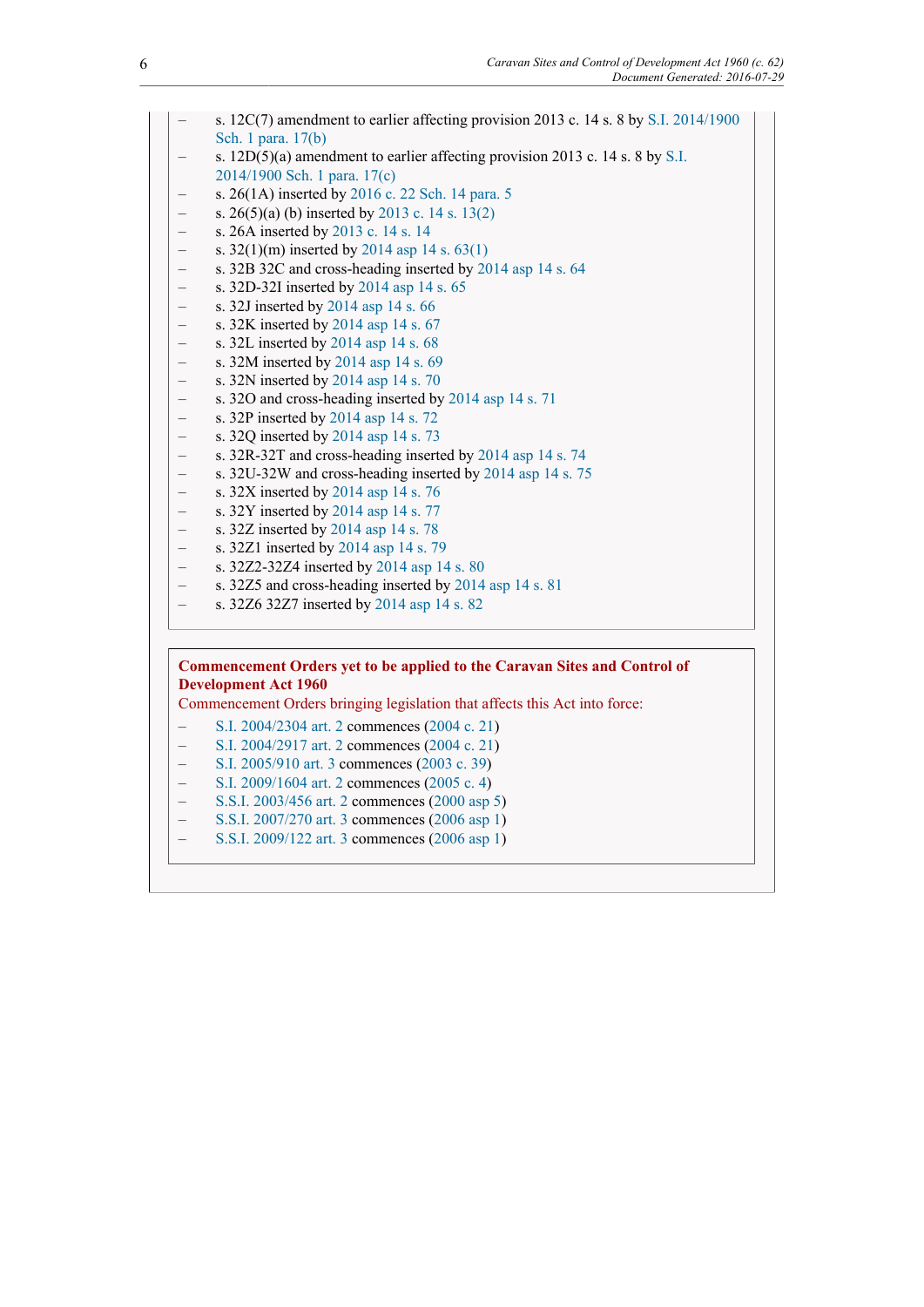- s. 12C(7) amendment to earlier affecting provision 2013 c. 14 s. 8 by S.I. 2014/1900 Sch. 1 para. 17(b)
- s. 12D(5)(a) amendment to earlier affecting provision 2013 c. 14 s. 8 by S.I. 2014/1900 Sch. 1 para. 17(c)
- s. 26(1A) inserted by 2016 c. 22 Sch. 14 para. 5
- s. 26(5)(a) (b) inserted by 2013 c. 14 s. 13(2)
- s. 26A inserted by 2013 c. 14 s. 14
- s. 32(1)(m) inserted by 2014 asp 14 s. 63(1)
- s. 32B 32C and cross-heading inserted by 2014 asp 14 s. 64
- s. 32D-32I inserted by 2014 asp 14 s. 65
- s. 32J inserted by 2014 asp 14 s. 66
- s. 32K inserted by 2014 asp 14 s. 67
- s. 32L inserted by 2014 asp 14 s. 68
- s. 32M inserted by 2014 asp 14 s. 69
- s. 32N inserted by 2014 asp 14 s. 70
- s. 32O and cross-heading inserted by 2014 asp 14 s. 71
- s. 32P inserted by 2014 asp 14 s. 72
- s. 32Q inserted by 2014 asp 14 s. 73
- s. 32R-32T and cross-heading inserted by 2014 asp 14 s. 74
- s. 32U-32W and cross-heading inserted by 2014 asp 14 s. 75
- s. 32X inserted by 2014 asp 14 s. 76
- s. 32Y inserted by 2014 asp 14 s. 77
- s. 32Z inserted by 2014 asp 14 s. 78
- s. 32Z1 inserted by 2014 asp 14 s. 79
- s. 32Z2-32Z4 inserted by 2014 asp 14 s. 80
- s. 32Z5 and cross-heading inserted by 2014 asp 14 s. 81
- s. 32Z6 32Z7 inserted by 2014 asp 14 s. 82

**Commencement Orders yet to be applied to the Caravan Sites and Control of Development Act 1960**

Commencement Orders bringing legislation that affects this Act into force:

- S.I. 2004/2304 art. 2 commences (2004 c. 21)
- S.I. 2004/2917 art. 2 commences (2004 c. 21)
- S.I. 2005/910 art. 3 commences (2003 c. 39)
- S.I. 2009/1604 art. 2 commences (2005 c. 4)
- S.S.I. 2003/456 art. 2 commences (2000 asp 5)
- S.S.I. 2007/270 art. 3 commences (2006 asp 1)
- S.S.I. 2009/122 art. 3 commences (2006 asp 1)